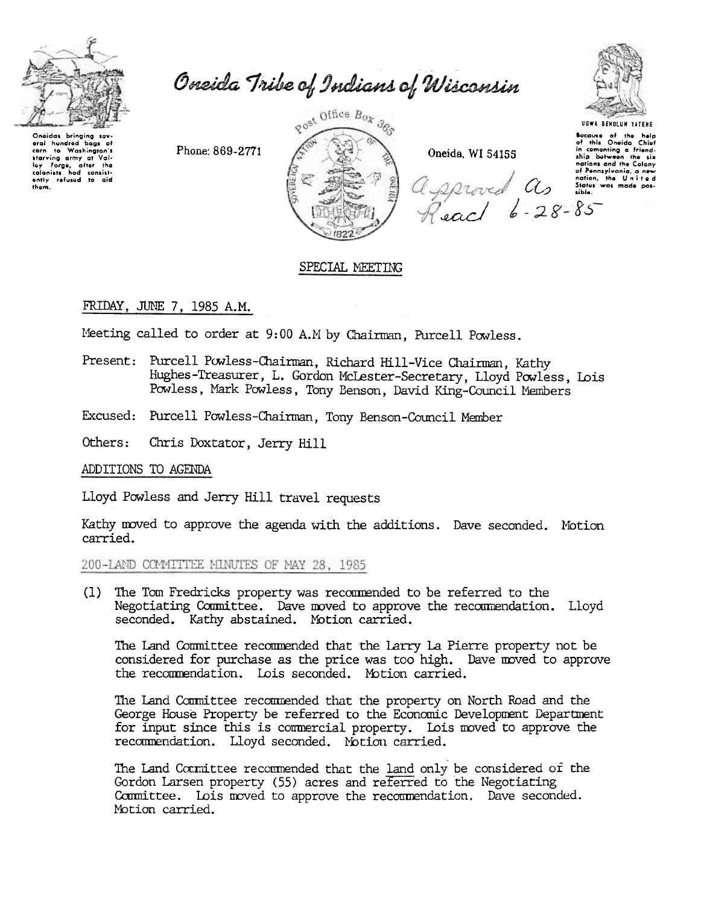# Oneida Tribe of Indians of Wisconsin

Oneidas bringing several hundred bags of corn to Washington's starving army at Valley Forge, after the colonists had consistently refused to aid them.

Phone: 869-2771

Post Office Box 365

Oneida, WI 54155

UGWA DEHOLUH YATEHE

Because of the help of this Oneida Chief in cementing a friendship between the six nations and the Colony of Pennsylvania, a new nation, the United States was made possible.

Approved as Read 6-28-85

## SPECIAL MEETING

FRIDAY, JUNE 7, 1985 A.M.

Meeting called to order at 9:00 A.M by Chairman, Purcell Powless.

Present: Purcell Powless-Chairman, Richard Hill-Vice Chairman, Kathy Hughes-Treasurer, L. Gordon McLester-Secretary, Lloyd Powless, Lois Powless, Mark Powless, Tony Benson, David King-Council Members

Excused: Purcell Powless-Chairman, Tony Benson-Council Member

Others: Chris Doxtator, Jerry Hill

ADDITIONS TO AGENDA

Lloyd Powless and Jerry Hill travel requests

Kathy moved to approve the agenda with the additions. Dave seconded. Motion carried.

200-LAND COMMITTEE MINUTES OF MAY 28, 1985

(1) The Tom Fredricks property was recommended to be referred to the Negotiating Committee. Dave moved to approve the recommendation. Lloyd seconded. Kathy abstained. Motion carried.

The Land Committee recommended that the Larry La Pierre property not be considered for purchase as the price was too high. Dave moved to approve the recommendation. Lois seconded. Motion carried.

The Land Committee recommended that the property on North Road and the George House Property be referred to the Economic Development Department for input since this is commercial property. Lois moved to approve the recommendation. Lloyd seconded. Motion carried.

The Land Committee recommended that the land only be considered of the Gordon Larsen property (55) acres and referred to the Negotiating Committee. Lois moved to approve the recommendation. Dave seconded. Motion carried.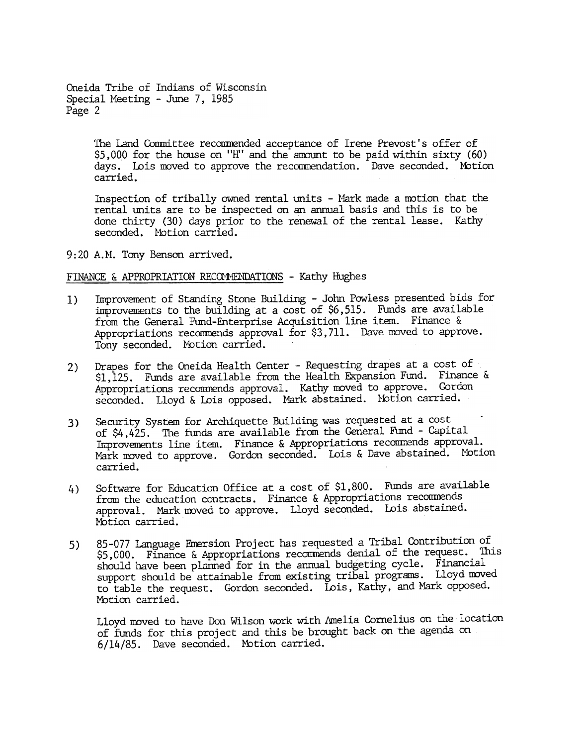The Land Committee recommended acceptance of Irene Prevost's offer of $5,000 for the house on "H" and the amount to be paid within sixty (60) days. Lois moved to approve the recommendation. Dave seconded. Motion carried.

Inspection of tribally owned rental units - Mark made a motion that the rental units are to be inspected on an annual basis and this is to be done thirty (30) days prior to the renewal of the rental lease. Kathy seconded. Motion carried.

9:20 A.M. Tony Benson arrived.

FINANCE & APPROPRIATION RECOMMENDATIONS - Kathy Hughes

1) Improvement of Standing Stone Building - John Powless presented bids for improvements to the building at a cost of $6,515. Funds are available from the General Fund-Enterprise Acquisition line item. Finance & Appropriations recommends approval for $3,711. Dave moved to approve. Tony seconded. Motion carried.

2) Drapes for the Oneida Health Center - Requesting drapes at a cost of $1,125. Funds are available from the Health Expansion Fund. Finance & Appropriations recommends approval. Kathy moved to approve. Gordon seconded. Lloyd & Lois opposed. Mark abstained. Motion carried.

3) Security System for Archiquette Building was requested at a cost of $4,425. The funds are available from the General Fund - Capital Improvements line item. Finance & Appropriations recommends approval. Mark moved to approve. Gordon seconded. Lois & Dave abstained. Motion carried.

4) Software for Education Office at a cost of $1,800. Funds are available from the education contracts. Finance & Appropriations recommends approval. Mark moved to approve. Lloyd seconded. Lois abstained. Motion carried.

5) 85-077 Language Emersion Project has requested a Tribal Contribution of $5,000. Finance & Appropriations recommends denial of the request. This should have been planned for in the annual budgeting cycle. Financial support should be attainable from existing tribal programs. Lloyd moved to table the request. Gordon seconded. Lois, Kathy, and Mark opposed. Motion carried.

   Lloyd moved to have Don Wilson work with Amelia Cornelius on the location of funds for this project and this be brought back on the agenda on 6/14/85. Dave seconded. Motion carried.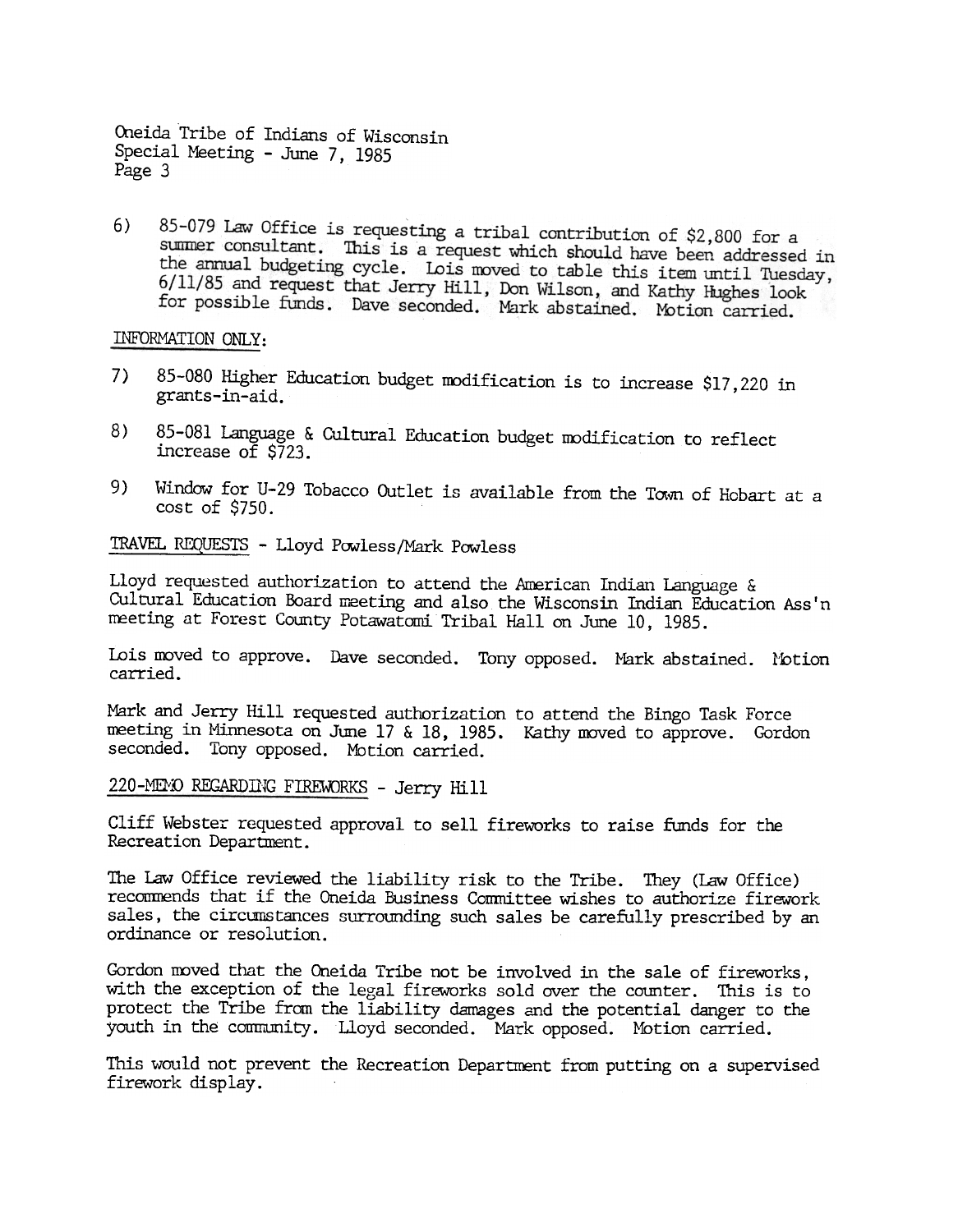6) 85-079 Law Office is requesting a tribal contribution of $2,800 for a summer consultant. This is a request which should have been addressed in the annual budgeting cycle. Lois moved to table this item until Tuesday, 6/11/85 and request that Jerry Hill, Don Wilson, and Kathy Hughes look for possible funds. Dave seconded. Mark abstained. Motion carried.

INFORMATION ONLY:

7) 85-080 Higher Education budget modification is to increase $17,220 in grants-in-aid.

8) 85-081 Language & Cultural Education budget modification to reflect increase of $723.

9) Window for U-29 Tobacco Outlet is available from the Town of Hobart at a cost of $750.

TRAVEL REQUESTS - Lloyd Powless/Mark Powless

Lloyd requested authorization to attend the American Indian Language & Cultural Education Board meeting and also the Wisconsin Indian Education Ass'n meeting at Forest County Potawatomi Tribal Hall on June 10, 1985.

Lois moved to approve. Dave seconded. Tony opposed. Mark abstained. Motion carried.

Mark and Jerry Hill requested authorization to attend the Bingo Task Force meeting in Minnesota on June 17 & 18, 1985. Kathy moved to approve. Gordon seconded. Tony opposed. Motion carried.

220-MEMO REGARDING FIREWORKS - Jerry Hill

Cliff Webster requested approval to sell fireworks to raise funds for the Recreation Department.

The Law Office reviewed the liability risk to the Tribe. They (Law Office) recommends that if the Oneida Business Committee wishes to authorize firework sales, the circumstances surrounding such sales be carefully prescribed by an ordinance or resolution.

Gordon moved that the Oneida Tribe not be involved in the sale of fireworks, with the exception of the legal fireworks sold over the counter. This is to protect the Tribe from the liability damages and the potential danger to the youth in the community. Lloyd seconded. Mark opposed. Motion carried.

This would not prevent the Recreation Department from putting on a supervised firework display.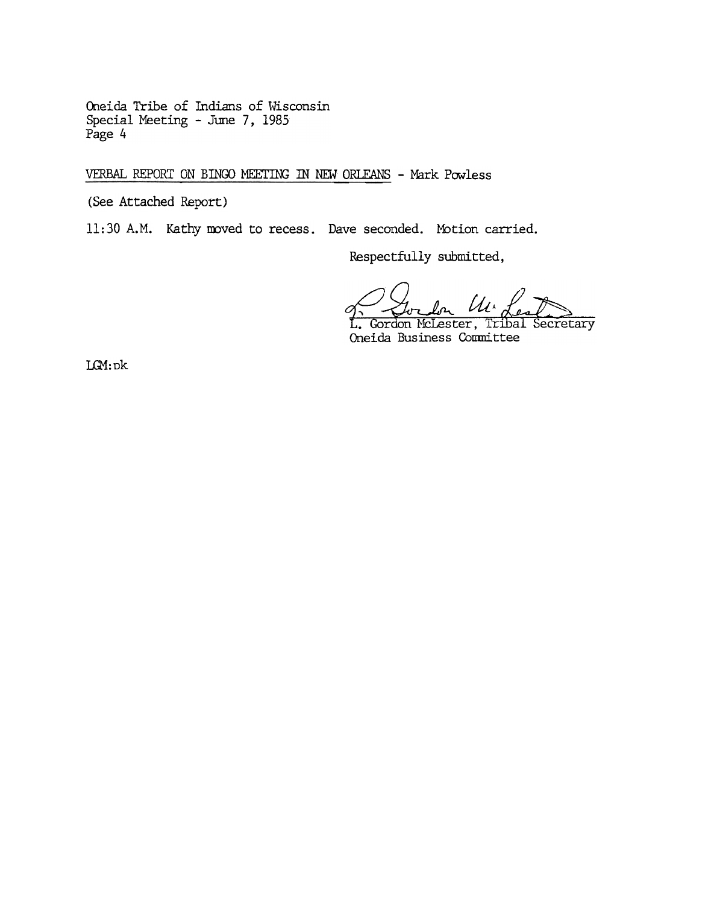VERBAL REPORT ON BINGO MEETING IN NEW ORLEANS - Mark Powless

(See Attached Report)

11:30 A.M. Kathy moved to recess. Dave seconded. Motion carried.

Respectfully submitted,

L. Gordon McLester, Tribal Secretary
Oneida Business Committee

LGM:pk